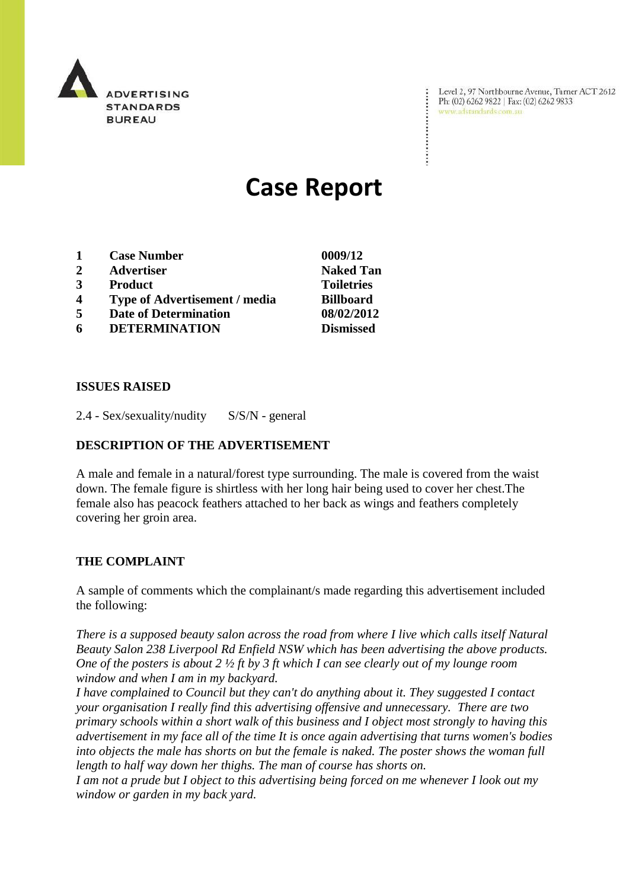ADVERTISING STANDARDS BUREAU

Level 2, 97 Northbourne Avenue, Turner ACT 2612
Ph: (02) 6262 9822 | Fax: (02) 6262 9833
www.adstandards.com.au

# Case Report

| | | |
|---|---|---|
| **1** | **Case Number** | **0009/12** |
| **2** | **Advertiser** | **Naked Tan** |
| **3** | **Product** | **Toiletries** |
| **4** | **Type of Advertisement / media** | **Billboard** |
| **5** | **Date of Determination** | **08/02/2012** |
| **6** | **DETERMINATION** | **Dismissed** |

**ISSUES RAISED**

2.4 - Sex/sexuality/nudity S/S/N - general

**DESCRIPTION OF THE ADVERTISEMENT**

A male and female in a natural/forest type surrounding. The male is covered from the waist down. The female figure is shirtless with her long hair being used to cover her chest.The female also has peacock feathers attached to her back as wings and feathers completely covering her groin area.

**THE COMPLAINT**

A sample of comments which the complainant/s made regarding this advertisement included the following:

*There is a supposed beauty salon across the road from where I live which calls itself Natural Beauty Salon 238 Liverpool Rd Enfield NSW which has been advertising the above products. One of the posters is about 2 ½ ft by 3 ft which I can see clearly out of my lounge room window and when I am in my backyard.*
*I have complained to Council but they can't do anything about it. They suggested I contact your organisation I really find this advertising offensive and unnecessary. There are two primary schools within a short walk of this business and I object most strongly to having this advertisement in my face all of the time It is once again advertising that turns women's bodies into objects the male has shorts on but the female is naked. The poster shows the woman full length to half way down her thighs. The man of course has shorts on.*
*I am not a prude but I object to this advertising being forced on me whenever I look out my window or garden in my back yard.*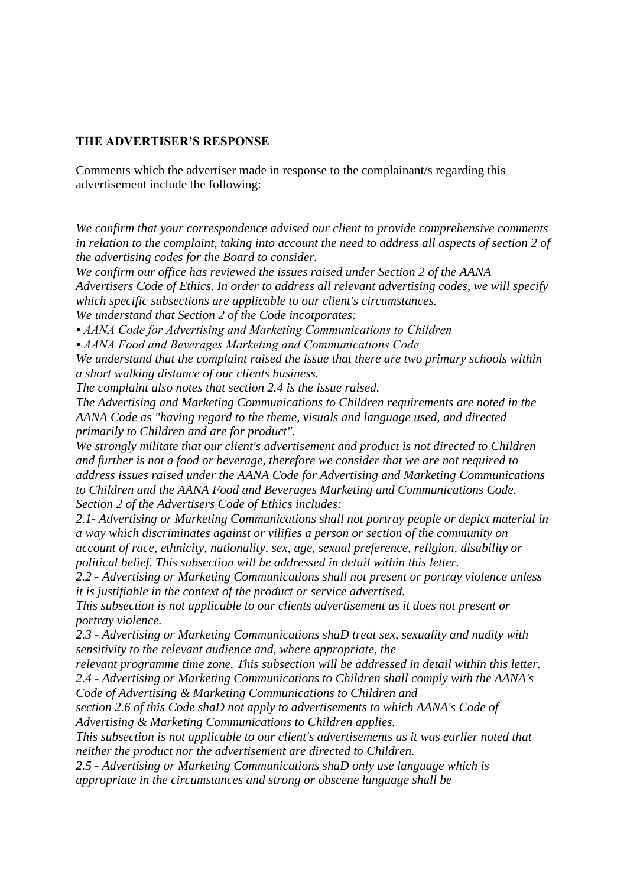**THE ADVERTISER'S RESPONSE**

Comments which the advertiser made in response to the complainant/s regarding this advertisement include the following:

*We confirm that your correspondence advised our client to provide comprehensive comments in relation to the complaint, taking into account the need to address all aspects of section 2 of the advertising codes for the Board to consider.*
*We confirm our office has reviewed the issues raised under Section 2 of the AANA Advertisers Code of Ethics. In order to address all relevant advertising codes, we will specify which specific subsections are applicable to our client's circumstances.*
*We understand that Section 2 of the Code incotporates:*
*• AANA Code for Advertising and Marketing Communications to Children*
*• AANA Food and Beverages Marketing and Communications Code*
*We understand that the complaint raised the issue that there are two primary schools within a short walking distance of our clients business.*
*The complaint also notes that section 2.4 is the issue raised.*
*The Advertising and Marketing Communications to Children requirements are noted in the AANA Code as "having regard to the theme, visuals and language used, and directed primarily to Children and are for product".*
*We strongly militate that our client's advertisement and product is not directed to Children and further is not a food or beverage, therefore we consider that we are not required to address issues raised under the AANA Code for Advertising and Marketing Communications to Children and the AANA Food and Beverages Marketing and Communications Code.*
*Section 2 of the Advertisers Code of Ethics includes:*
*2.1- Advertising or Marketing Communications shall not portray people or depict material in a way which discriminates against or vilifies a person or section of the community on account of race, ethnicity, nationality, sex, age, sexual preference, religion, disability or political belief. This subsection will be addressed in detail within this letter.*
*2.2 - Advertising or Marketing Communications shall not present or portray violence unless it is justifiable in the context of the product or service advertised.*
*This subsection is not applicable to our clients advertisement as it does not present or portray violence.*
*2.3 - Advertising or Marketing Communications shaD treat sex, sexuality and nudity with sensitivity to the relevant audience and, where appropriate, the relevant programme time zone. This subsection will be addressed in detail within this letter.*
*2.4 - Advertising or Marketing Communications to Children shall comply with the AANA's Code of Advertising & Marketing Communications to Children and section 2.6 of this Code shaD not apply to advertisements to which AANA's Code of Advertising & Marketing Communications to Children applies.*
*This subsection is not applicable to our client's advertisements as it was earlier noted that neither the product nor the advertisement are directed to Children.*
*2.5 - Advertising or Marketing Communications shaD only use language which is appropriate in the circumstances and strong or obscene language shall be*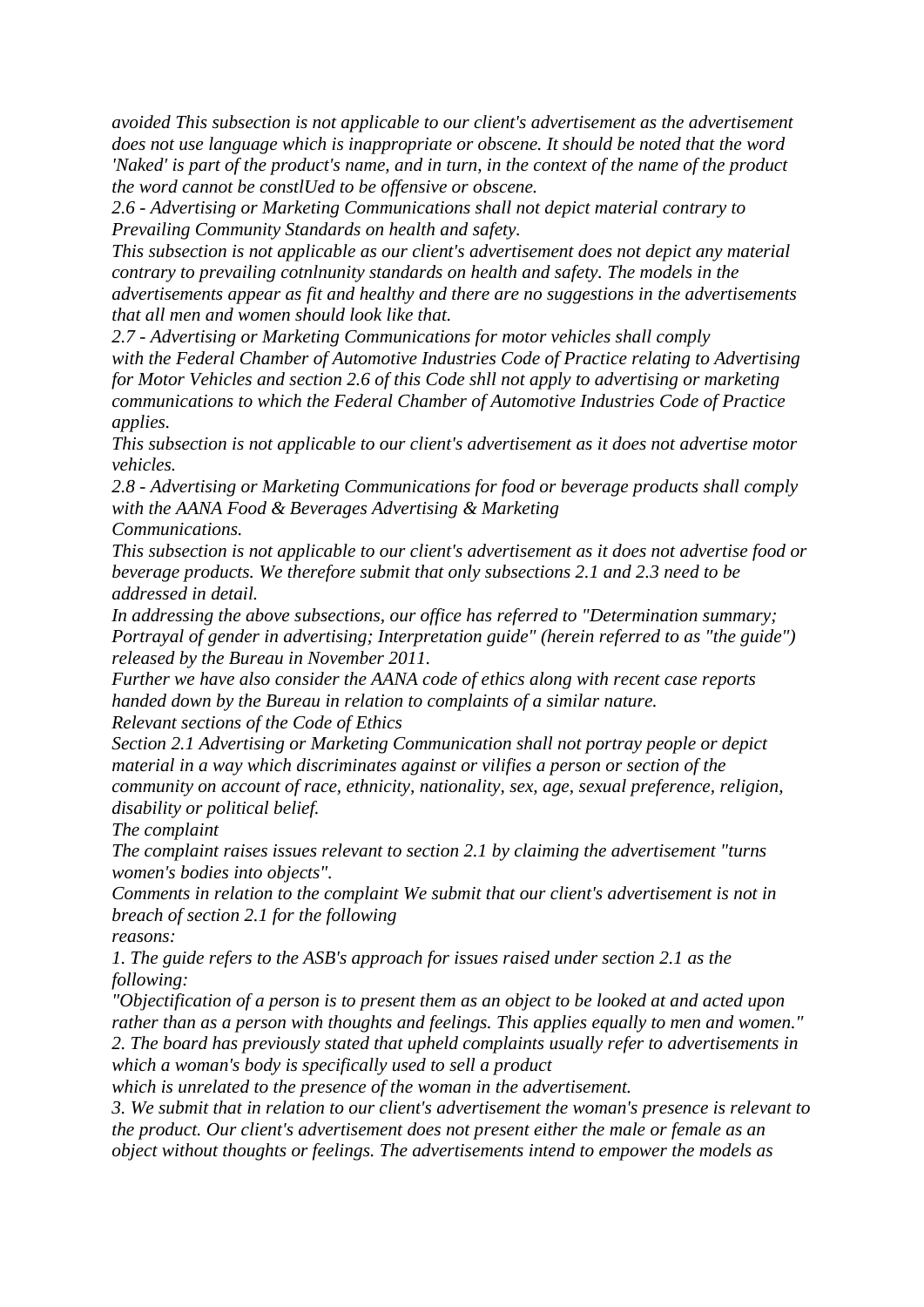*avoided This subsection is not applicable to our client's advertisement as the advertisement does not use language which is inappropriate or obscene. It should be noted that the word 'Naked' is part of the product's name, and in turn, in the context of the name of the product the word cannot be constlUed to be offensive or obscene.*

*2.6 - Advertising or Marketing Communications shall not depict material contrary to Prevailing Community Standards on health and safety.*

*This subsection is not applicable as our client's advertisement does not depict any material contrary to prevailing cotnlnunity standards on health and safety. The models in the advertisements appear as fit and healthy and there are no suggestions in the advertisements that all men and women should look like that.*

*2.7 - Advertising or Marketing Communications for motor vehicles shall comply with the Federal Chamber of Automotive Industries Code of Practice relating to Advertising for Motor Vehicles and section 2.6 of this Code shll not apply to advertising or marketing communications to which the Federal Chamber of Automotive Industries Code of Practice applies.*

*This subsection is not applicable to our client's advertisement as it does not advertise motor vehicles.*

*2.8 - Advertising or Marketing Communications for food or beverage products shall comply with the AANA Food & Beverages Advertising & Marketing Communications.*

*This subsection is not applicable to our client's advertisement as it does not advertise food or beverage products. We therefore submit that only subsections 2.1 and 2.3 need to be addressed in detail.*

*In addressing the above subsections, our office has referred to "Determination summary; Portrayal of gender in advertising; Interpretation guide" (herein referred to as "the guide") released by the Bureau in November 2011.*

*Further we have also consider the AANA code of ethics along with recent case reports handed down by the Bureau in relation to complaints of a similar nature.*

*Relevant sections of the Code of Ethics*

*Section 2.1 Advertising or Marketing Communication shall not portray people or depict material in a way which discriminates against or vilifies a person or section of the community on account of race, ethnicity, nationality, sex, age, sexual preference, religion, disability or political belief.*

*The complaint*

*The complaint raises issues relevant to section 2.1 by claiming the advertisement "turns women's bodies into objects".*

*Comments in relation to the complaint We submit that our client's advertisement is not in breach of section 2.1 for the following reasons:*

*1. The guide refers to the ASB's approach for issues raised under section 2.1 as the following:*

*"Objectification of a person is to present them as an object to be looked at and acted upon rather than as a person with thoughts and feelings. This applies equally to men and women."*

*2. The board has previously stated that upheld complaints usually refer to advertisements in which a woman's body is specifically used to sell a product which is unrelated to the presence of the woman in the advertisement.*

*3. We submit that in relation to our client's advertisement the woman's presence is relevant to the product. Our client's advertisement does not present either the male or female as an object without thoughts or feelings. The advertisements intend to empower the models as*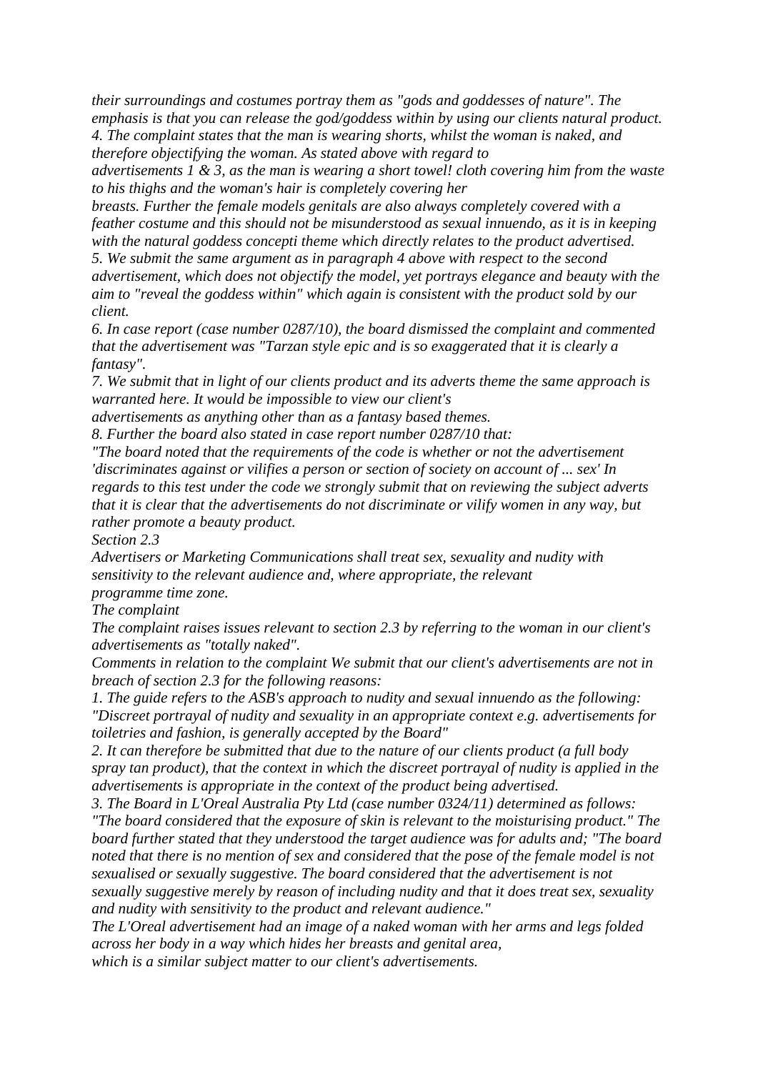*their surroundings and costumes portray them as "gods and goddesses of nature". The emphasis is that you can release the god/goddess within by using our clients natural product.*

*4. The complaint states that the man is wearing shorts, whilst the woman is naked, and therefore objectifying the woman. As stated above with regard to advertisements 1 & 3, as the man is wearing a short towel! cloth covering him from the waste to his thighs and the woman's hair is completely covering her breasts. Further the female models genitals are also always completely covered with a feather costume and this should not be misunderstood as sexual innuendo, as it is in keeping with the natural goddess concepti theme which directly relates to the product advertised.*

*5. We submit the same argument as in paragraph 4 above with respect to the second advertisement, which does not objectify the model, yet portrays elegance and beauty with the aim to "reveal the goddess within" which again is consistent with the product sold by our client.*

*6. In case report (case number 0287/10), the board dismissed the complaint and commented that the advertisement was "Tarzan style epic and is so exaggerated that it is clearly a fantasy".*

*7. We submit that in light of our clients product and its adverts theme the same approach is warranted here. It would be impossible to view our client's advertisements as anything other than as a fantasy based themes.*

*8. Further the board also stated in case report number 0287/10 that:*

*"The board noted that the requirements of the code is whether or not the advertisement 'discriminates against or vilifies a person or section of society on account of ... sex' In regards to this test under the code we strongly submit that on reviewing the subject adverts that it is clear that the advertisements do not discriminate or vilify women in any way, but rather promote a beauty product.*

*Section 2.3*

*Advertisers or Marketing Communications shall treat sex, sexuality and nudity with sensitivity to the relevant audience and, where appropriate, the relevant programme time zone.*

*The complaint*

*The complaint raises issues relevant to section 2.3 by referring to the woman in our client's advertisements as "totally naked".*

*Comments in relation to the complaint We submit that our client's advertisements are not in breach of section 2.3 for the following reasons:*

*1. The guide refers to the ASB's approach to nudity and sexual innuendo as the following: "Discreet portrayal of nudity and sexuality in an appropriate context e.g. advertisements for toiletries and fashion, is generally accepted by the Board"*

*2. It can therefore be submitted that due to the nature of our clients product (a full body spray tan product), that the context in which the discreet portrayal of nudity is applied in the advertisements is appropriate in the context of the product being advertised.*

*3. The Board in L'Oreal Australia Pty Ltd (case number 0324/11) determined as follows: "The board considered that the exposure of skin is relevant to the moisturising product." The board further stated that they understood the target audience was for adults and; "The board noted that there is no mention of sex and considered that the pose of the female model is not sexualised or sexually suggestive. The board considered that the advertisement is not sexually suggestive merely by reason of including nudity and that it does treat sex, sexuality and nudity with sensitivity to the product and relevant audience."*

*The L'Oreal advertisement had an image of a naked woman with her arms and legs folded across her body in a way which hides her breasts and genital area, which is a similar subject matter to our client's advertisements.*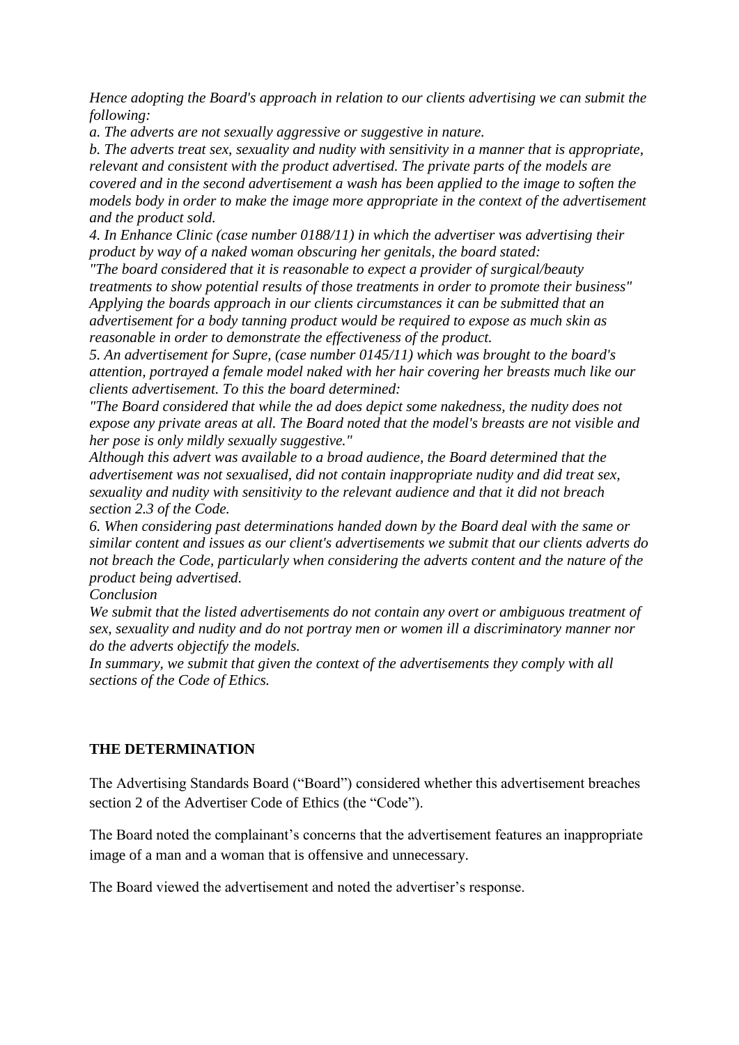*Hence adopting the Board's approach in relation to our clients advertising we can submit the following:*

*a. The adverts are not sexually aggressive or suggestive in nature.*

*b. The adverts treat sex, sexuality and nudity with sensitivity in a manner that is appropriate, relevant and consistent with the product advertised. The private parts of the models are covered and in the second advertisement a wash has been applied to the image to soften the models body in order to make the image more appropriate in the context of the advertisement and the product sold.*

*4. In Enhance Clinic (case number 0188/11) in which the advertiser was advertising their product by way of a naked woman obscuring her genitals, the board stated:*

*"The board considered that it is reasonable to expect a provider of surgical/beauty treatments to show potential results of those treatments in order to promote their business"*

*Applying the boards approach in our clients circumstances it can be submitted that an advertisement for a body tanning product would be required to expose as much skin as reasonable in order to demonstrate the effectiveness of the product.*

*5. An advertisement for Supre, (case number 0145/11) which was brought to the board's attention, portrayed a female model naked with her hair covering her breasts much like our clients advertisement. To this the board determined:*

*"The Board considered that while the ad does depict some nakedness, the nudity does not expose any private areas at all. The Board noted that the model's breasts are not visible and her pose is only mildly sexually suggestive."*

*Although this advert was available to a broad audience, the Board determined that the advertisement was not sexualised, did not contain inappropriate nudity and did treat sex, sexuality and nudity with sensitivity to the relevant audience and that it did not breach section 2.3 of the Code.*

*6. When considering past determinations handed down by the Board deal with the same or similar content and issues as our client's advertisements we submit that our clients adverts do not breach the Code, particularly when considering the adverts content and the nature of the product being advertised.*

*Conclusion*

*We submit that the listed advertisements do not contain any overt or ambiguous treatment of sex, sexuality and nudity and do not portray men or women ill a discriminatory manner nor do the adverts objectify the models.*

*In summary, we submit that given the context of the advertisements they comply with all sections of the Code of Ethics.*

**THE DETERMINATION**

The Advertising Standards Board ("Board") considered whether this advertisement breaches section 2 of the Advertiser Code of Ethics (the "Code").

The Board noted the complainant's concerns that the advertisement features an inappropriate image of a man and a woman that is offensive and unnecessary.

The Board viewed the advertisement and noted the advertiser's response.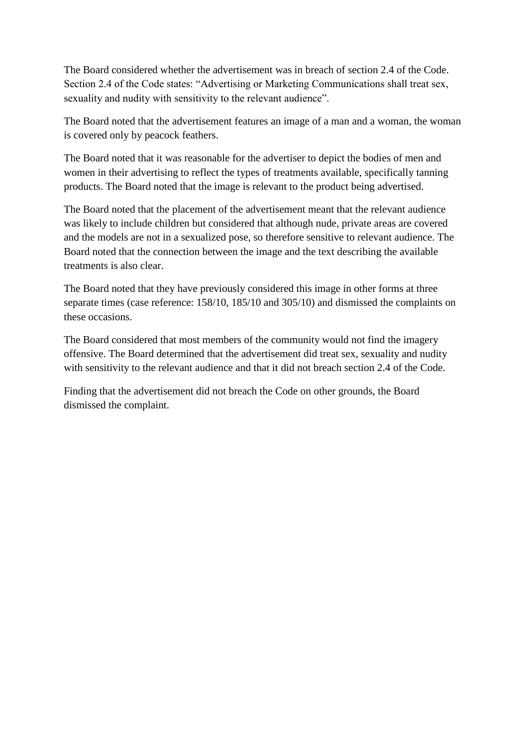The Board considered whether the advertisement was in breach of section 2.4 of the Code. Section 2.4 of the Code states: “Advertising or Marketing Communications shall treat sex, sexuality and nudity with sensitivity to the relevant audience”.

The Board noted that the advertisement features an image of a man and a woman, the woman is covered only by peacock feathers.

The Board noted that it was reasonable for the advertiser to depict the bodies of men and women in their advertising to reflect the types of treatments available, specifically tanning products. The Board noted that the image is relevant to the product being advertised.

The Board noted that the placement of the advertisement meant that the relevant audience was likely to include children but considered that although nude, private areas are covered and the models are not in a sexualized pose, so therefore sensitive to relevant audience. The Board noted that the connection between the image and the text describing the available treatments is also clear.

The Board noted that they have previously considered this image in other forms at three separate times (case reference: 158/10, 185/10 and 305/10) and dismissed the complaints on these occasions.

The Board considered that most members of the community would not find the imagery offensive. The Board determined that the advertisement did treat sex, sexuality and nudity with sensitivity to the relevant audience and that it did not breach section 2.4 of the Code.

Finding that the advertisement did not breach the Code on other grounds, the Board dismissed the complaint.